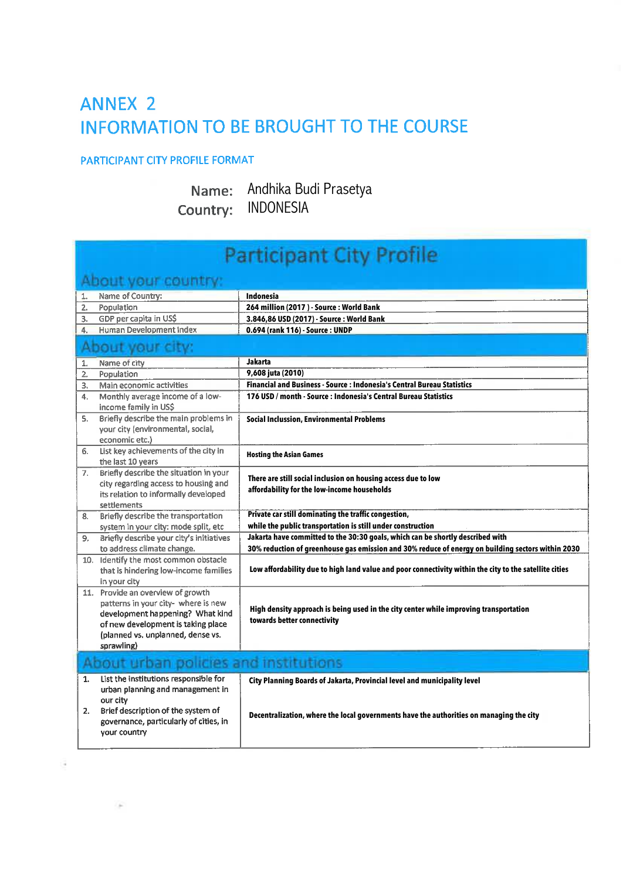# ANNEX 2
# INFORMATION TO BE BROUGHT TO THE COURSE

## PARTICIPANT CITY PROFILE FORMAT

**Name:** Andhika Budi Prasetya
**Country:** INDONESIA

## Participant City Profile

### About your country:

| | | |
|---|---|---|
| 1. | Name of Country: | **Indonesia** |
| 2. | Population | **264 million (2017 ) - Source : World Bank** |
| 3. | GDP per capita in US$ | **3.846,86 USD (2017) - Source : World Bank** |
| 4. | Human Development Index | **0.694 (rank 116) - Source : UNDP** |

### About your city:

| | | |
|---|---|---|
| 1. | Name of city | **Jakarta** |
| 2. | Population | **9,608 juta (2010)** |
| 3. | Main economic activities | **Financial and Business - Source : Indonesia's Central Bureau Statistics** |
| 4. | Monthly average income of a low-income family in US$ | **176 USD / month - Source : Indonesia's Central Bureau Statistics** |
| 5. | Briefly describe the main problems in your city (environmental, social, economic etc.) | **Social Inclussion, Environmental Problems** |
| 6. | List key achievements of the city in the last 10 years | **Hosting the Asian Games** |
| 7. | Briefly describe the situation in your city regarding access to housing and its relation to informally developed settlements | **There are still social inclusion on housing access due to low affordability for the low-income households** |
| 8. | Briefly describe the transportation system in your city: mode split, etc | **Private car still dominating the traffic congestion, while the public transportation is still under construction** |
| 9. | Briefly describe your city's initiatives to address climate change. | **Jakarta have committed to the 30:30 goals, which can be shortly described with 30% reduction of greenhouse gas emission and 30% reduce of energy on building sectors within 2030** |
| 10. | Identify the most common obstacle that is hindering low-income families in your city | **Low affordability due to high land value and poor connectivity within the city to the satellite cities** |
| 11. | Provide an overview of growth patterns in your city- where is new development happening? What kind of new development is taking place (planned vs. unplanned, dense vs. sprawling) | **High density approach is being used in the city center while improving transportation towards better connectivity** |

### About urban policies and institutions

| | | |
|---|---|---|
| 1. | List the institutions responsible for urban planning and management in our city | **City Planning Boards of Jakarta, Provincial level and municipality level** |
| 2. | Brief description of the system of governance, particularly of cities, in your country | **Decentralization, where the local governments have the authorities on managing the city** |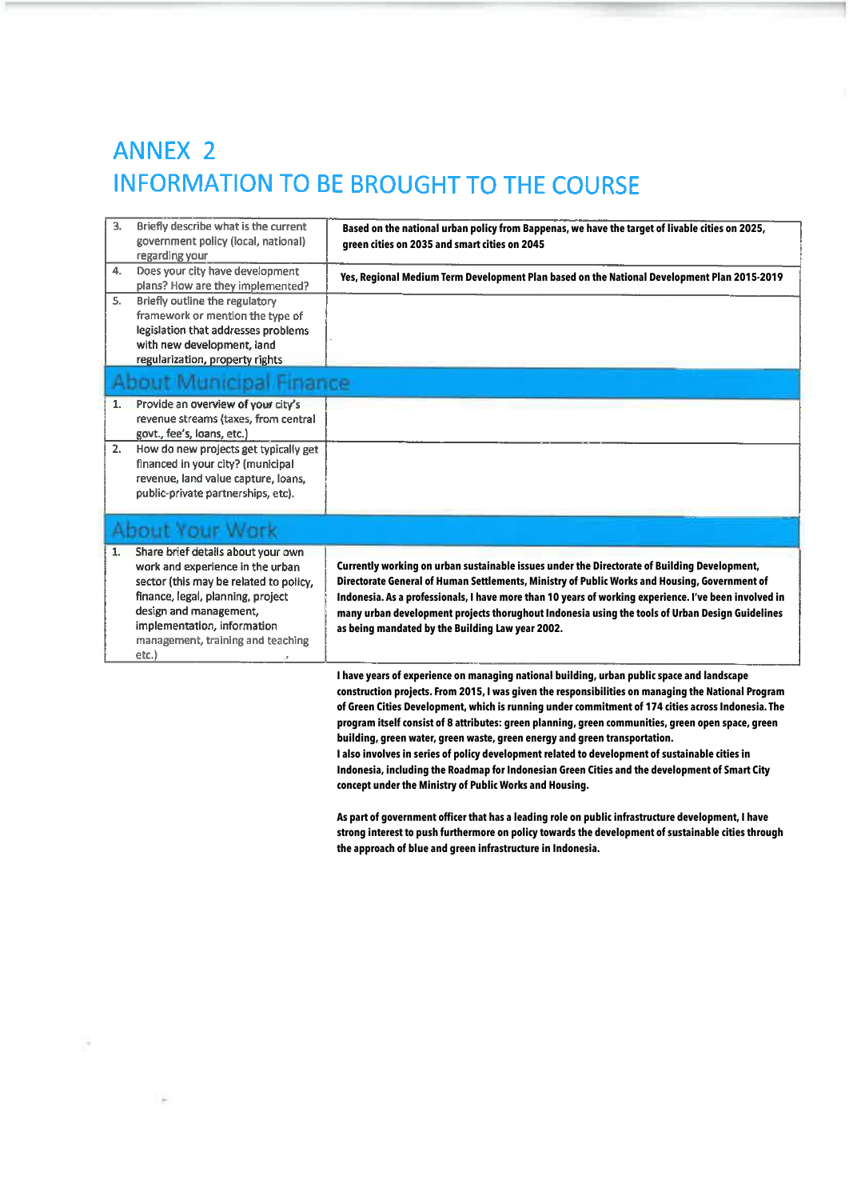# ANNEX 2

# INFORMATION TO BE BROUGHT TO THE COURSE

| | | |
|---|---|---|
| 3. | Briefly describe what is the current government policy (local, national) regarding your | **Based on the national urban policy from Bappenas, we have the target of livable cities on 2025, green cities on 2035 and smart cities on 2045** |
| 4. | Does your city have development plans? How are they implemented? | **Yes, Regional Medium Term Development Plan based on the National Development Plan 2015-2019** |
| 5. | Briefly outline the regulatory framework or mention the type of legislation that addresses problems with new development, land regularization, property rights | |
| **About Municipal Finance** | | |
| 1. | Provide an overview of your city's revenue streams (taxes, from central govt., fee's, loans, etc.) | |
| 2. | How do new projects get typically get financed in your city? (municipal revenue, land value capture, loans, public-private partnerships, etc). | |
| **About Your Work** | | |
| 1. | Share brief details about your own work and experience in the urban sector (this may be related to policy, finance, legal, planning, project design and management, implementation, information management, training and teaching etc.) | **Currently working on urban sustainable issues under the Directorate of Building Development, Directorate General of Human Settlements, Ministry of Public Works and Housing, Government of Indonesia. As a professionals, I have more than 10 years of working experience. I've been involved in many urban development projects thorughout Indonesia using the tools of Urban Design Guidelines as being mandated by the Building Law year 2002.** |

**I have years of experience on managing national building, urban public space and landscape construction projects. From 2015, I was given the responsibilities on managing the National Program of Green Cities Development, which is running under commitment of 174 cities across Indonesia. The program itself consist of 8 attributes: green planning, green communities, green open space, green building, green water, green waste, green energy and green transportation.**
**I also involves in series of policy development related to development of sustainable cities in Indonesia, including the Roadmap for Indonesian Green Cities and the development of Smart City concept under the Ministry of Public Works and Housing.**

**As part of government officer that has a leading role on public infrastructure development, I have strong interest to push furthermore on policy towards the development of sustainable cities through the approach of blue and green infrastructure in Indonesia.**